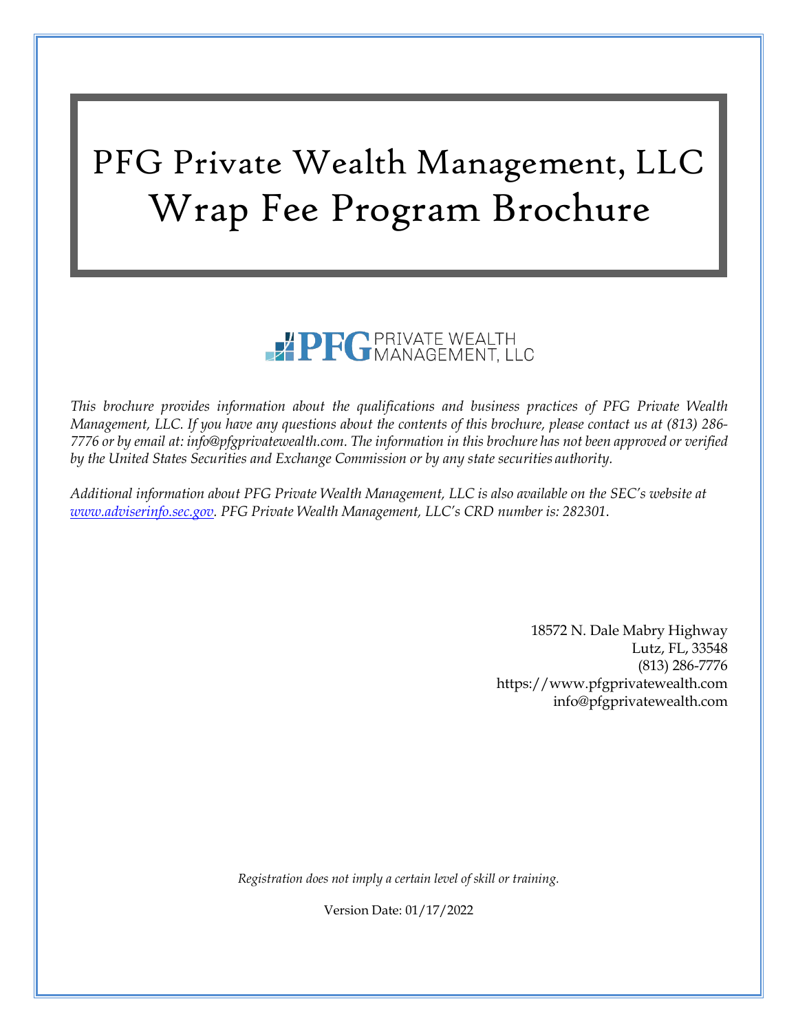# PFG Private Wealth Management, LLC Wrap Fee Program Brochure

PFG PRIVATE WEALTH MANAGEMENT, LLC

*This brochure provides information about the qualifications and business practices of PFG Private Wealth Management, LLC. If you have any questions about the contents of this brochure, please contact us at (813) 286-7776 or by email at: info@pfgprivatewealth.com. The information in this brochure has not been approved or verified by the United States Securities and Exchange Commission or by any state securities authority.*

*Additional information about PFG Private Wealth Management, LLC is also available on the SEC's website at [www.adviserinfo.sec.gov](http://www.adviserinfo.sec.gov). PFG Private Wealth Management, LLC's CRD number is: 282301.*

18572 N. Dale Mabry Highway
Lutz, FL, 33548
(813) 286-7776
https://www.pfgprivatewealth.com
info@pfgprivatewealth.com

*Registration does not imply a certain level of skill or training.*

Version Date: 01/17/2022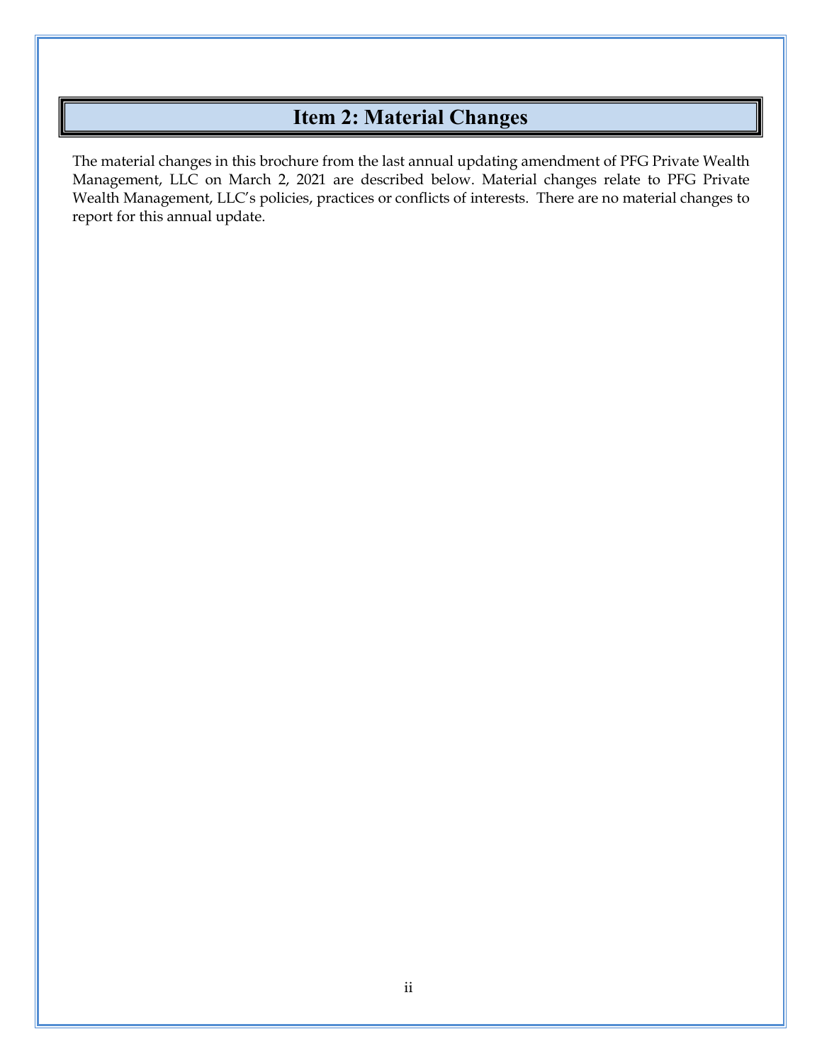## Item 2: Material Changes

The material changes in this brochure from the last annual updating amendment of PFG Private Wealth Management, LLC on March 2, 2021 are described below. Material changes relate to PFG Private Wealth Management, LLC's policies, practices or conflicts of interests. There are no material changes to report for this annual update.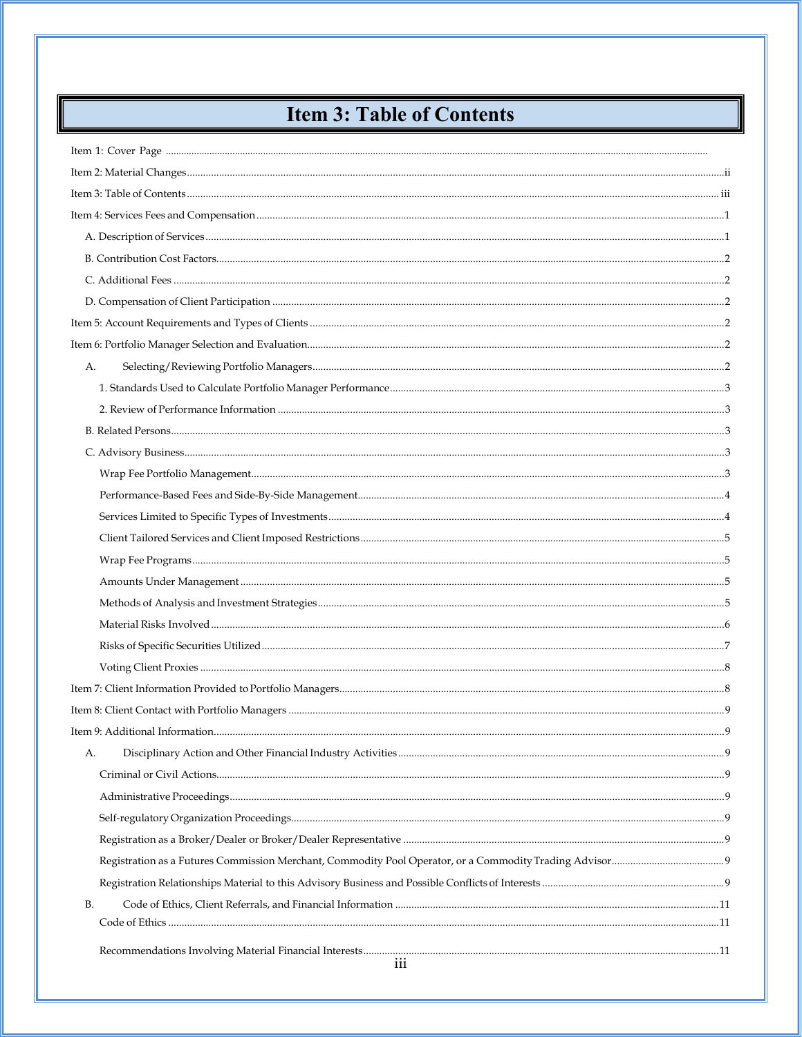# Item 3: Table of Contents

Item 1: Cover Page

Item 2: Material Changes ii

Item 3: Table of Contents iii

Item 4: Services Fees and Compensation 1

- A. Description of Services 1
- B. Contribution Cost Factors 2
- C. Additional Fees 2
- D. Compensation of Client Participation 2

Item 5: Account Requirements and Types of Clients 2

Item 6: Portfolio Manager Selection and Evaluation 2

- A. Selecting/Reviewing Portfolio Managers 2
  - 1. Standards Used to Calculate Portfolio Manager Performance 3
  - 2. Review of Performance Information 3
- B. Related Persons 3
- C. Advisory Business 3
  - Wrap Fee Portfolio Management 3
  - Performance-Based Fees and Side-By-Side Management 4
  - Services Limited to Specific Types of Investments 4
  - Client Tailored Services and Client Imposed Restrictions 5
  - Wrap Fee Programs 5
  - Amounts Under Management 5
  - Methods of Analysis and Investment Strategies 5
  - Material Risks Involved 6
  - Risks of Specific Securities Utilized 7
  - Voting Client Proxies 8

Item 7: Client Information Provided to Portfolio Managers 8

Item 8: Client Contact with Portfolio Managers 9

Item 9: Additional Information 9

- A. Disciplinary Action and Other Financial Industry Activities 9
  - Criminal or Civil Actions 9
  - Administrative Proceedings 9
  - Self-regulatory Organization Proceedings 9
  - Registration as a Broker/Dealer or Broker/Dealer Representative 9
  - Registration as a Futures Commission Merchant, Commodity Pool Operator, or a Commodity Trading Advisor 9
  - Registration Relationships Material to this Advisory Business and Possible Conflicts of Interests 9
- B. Code of Ethics, Client Referrals, and Financial Information 11
  - Code of Ethics 11
  - Recommendations Involving Material Financial Interests 11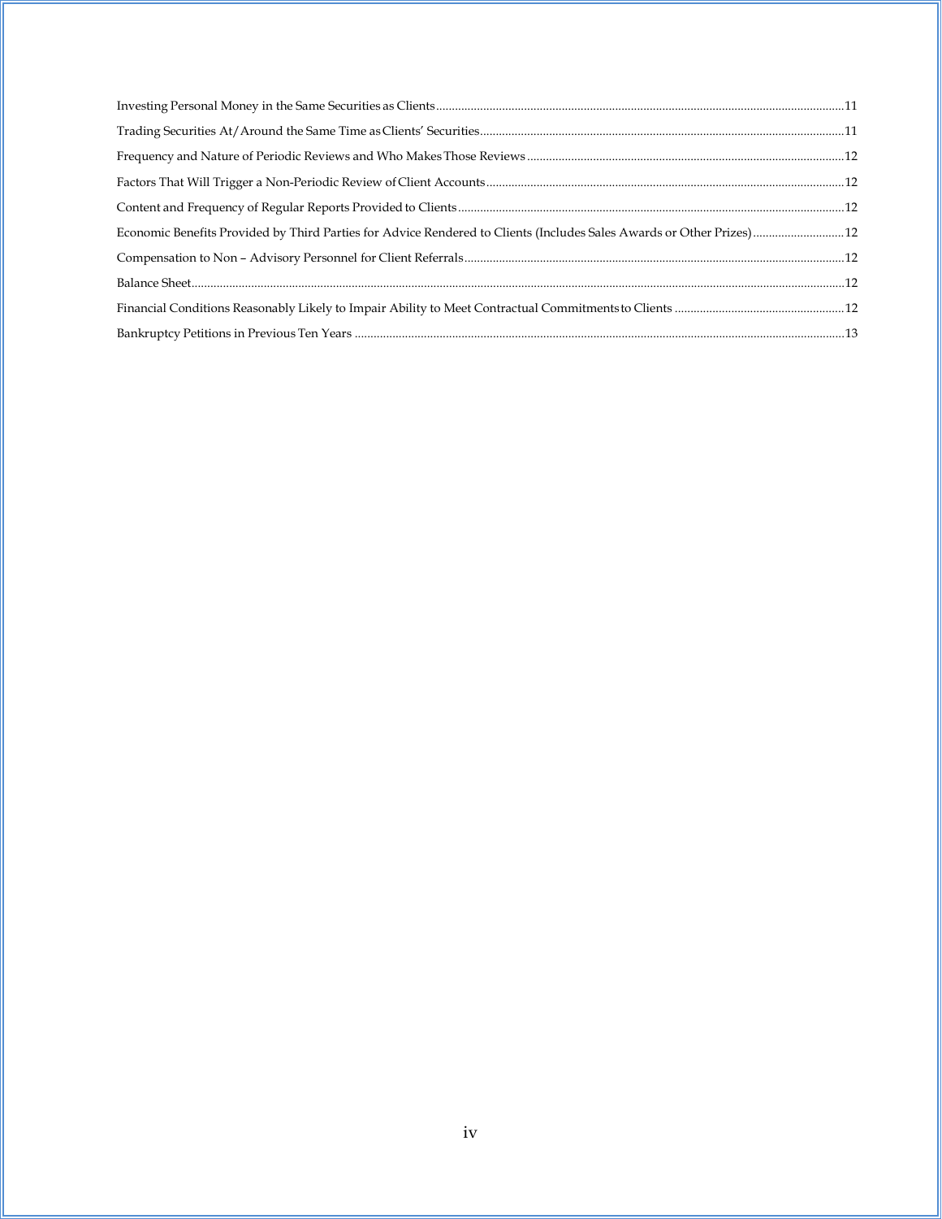Investing Personal Money in the Same Securities as Clients ........................................................................................................11

Trading Securities At/Around the Same Time as Clients' Securities ..............................................................................................11

Frequency and Nature of Periodic Reviews and Who Makes Those Reviews ................................................................................12

Factors That Will Trigger a Non-Periodic Review of Client Accounts ............................................................................................12

Content and Frequency of Regular Reports Provided to Clients ....................................................................................................12

Economic Benefits Provided by Third Parties for Advice Rendered to Clients (Includes Sales Awards or Other Prizes) ............12

Compensation to Non – Advisory Personnel for Client Referrals ...................................................................................................12

Balance Sheet ...........................................................................................................................................................................................12

Financial Conditions Reasonably Likely to Impair Ability to Meet Contractual Commitments to Clients ....................................12

Bankruptcy Petitions in Previous Ten Years ........................................................................................................................................13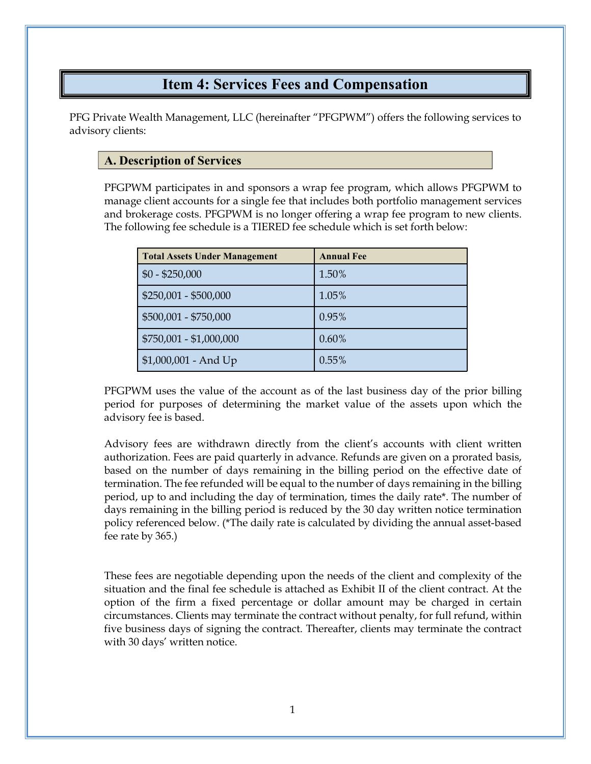# Item 4: Services Fees and Compensation

PFG Private Wealth Management, LLC (hereinafter "PFGPWM") offers the following services to advisory clients:

## A. Description of Services

PFGPWM participates in and sponsors a wrap fee program, which allows PFGPWM to manage client accounts for a single fee that includes both portfolio management services and brokerage costs. PFGPWM is no longer offering a wrap fee program to new clients. The following fee schedule is a TIERED fee schedule which is set forth below:

| Total Assets Under Management | Annual Fee |
|---|---|
| $0 - $250,000 | 1.50% |
| $250,001 - $500,000 | 1.05% |
| $500,001 - $750,000 | 0.95% |
| $750,001 - $1,000,000 | 0.60% |
| $1,000,001 - And Up | 0.55% |

PFGPWM uses the value of the account as of the last business day of the prior billing period for purposes of determining the market value of the assets upon which the advisory fee is based.

Advisory fees are withdrawn directly from the client's accounts with client written authorization. Fees are paid quarterly in advance. Refunds are given on a prorated basis, based on the number of days remaining in the billing period on the effective date of termination. The fee refunded will be equal to the number of days remaining in the billing period, up to and including the day of termination, times the daily rate*. The number of days remaining in the billing period is reduced by the 30 day written notice termination policy referenced below. (*The daily rate is calculated by dividing the annual asset-based fee rate by 365.)

These fees are negotiable depending upon the needs of the client and complexity of the situation and the final fee schedule is attached as Exhibit II of the client contract. At the option of the firm a fixed percentage or dollar amount may be charged in certain circumstances. Clients may terminate the contract without penalty, for full refund, within five business days of signing the contract. Thereafter, clients may terminate the contract with 30 days' written notice.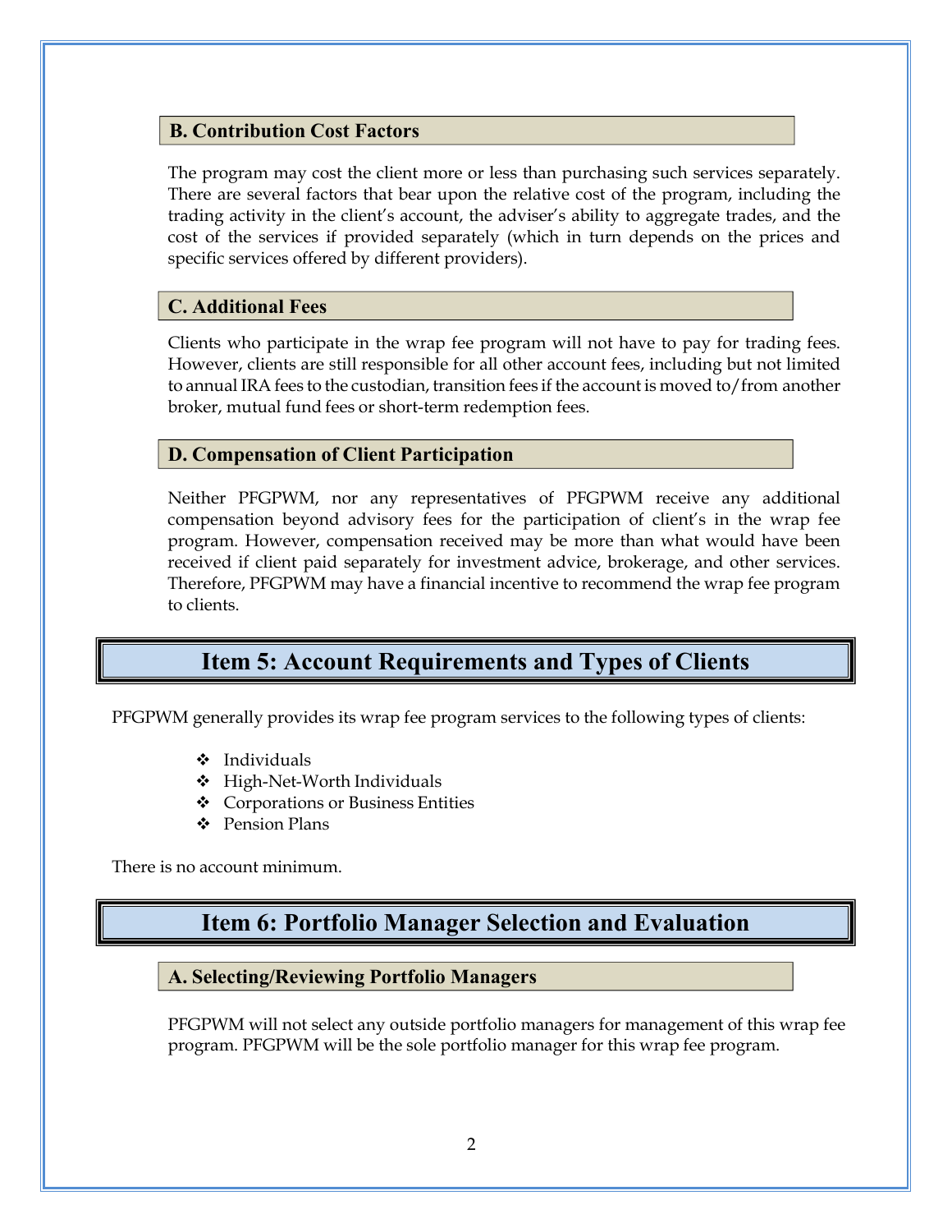### B. Contribution Cost Factors

The program may cost the client more or less than purchasing such services separately. There are several factors that bear upon the relative cost of the program, including the trading activity in the client's account, the adviser's ability to aggregate trades, and the cost of the services if provided separately (which in turn depends on the prices and specific services offered by different providers).

### C. Additional Fees

Clients who participate in the wrap fee program will not have to pay for trading fees. However, clients are still responsible for all other account fees, including but not limited to annual IRA fees to the custodian, transition fees if the account is moved to/from another broker, mutual fund fees or short-term redemption fees.

### D. Compensation of Client Participation

Neither PFGPWM, nor any representatives of PFGPWM receive any additional compensation beyond advisory fees for the participation of client's in the wrap fee program. However, compensation received may be more than what would have been received if client paid separately for investment advice, brokerage, and other services. Therefore, PFGPWM may have a financial incentive to recommend the wrap fee program to clients.

## Item 5: Account Requirements and Types of Clients

PFGPWM generally provides its wrap fee program services to the following types of clients:

- Individuals
- High-Net-Worth Individuals
- Corporations or Business Entities
- Pension Plans

There is no account minimum.

## Item 6: Portfolio Manager Selection and Evaluation

### A. Selecting/Reviewing Portfolio Managers

PFGPWM will not select any outside portfolio managers for management of this wrap fee program. PFGPWM will be the sole portfolio manager for this wrap fee program.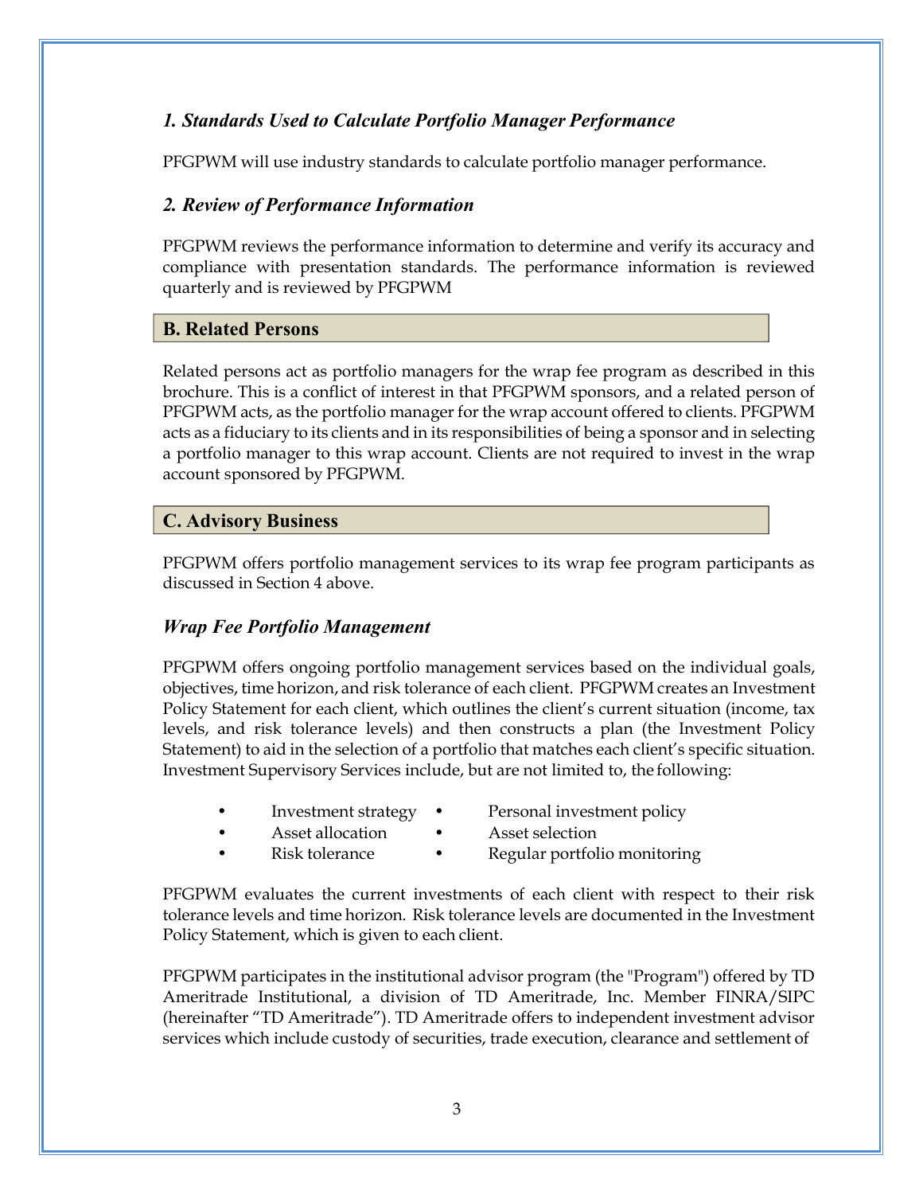### *1. Standards Used to Calculate Portfolio Manager Performance*

PFGPWM will use industry standards to calculate portfolio manager performance.

### *2. Review of Performance Information*

PFGPWM reviews the performance information to determine and verify its accuracy and compliance with presentation standards. The performance information is reviewed quarterly and is reviewed by PFGPWM

## B. Related Persons

Related persons act as portfolio managers for the wrap fee program as described in this brochure. This is a conflict of interest in that PFGPWM sponsors, and a related person of PFGPWM acts, as the portfolio manager for the wrap account offered to clients. PFGPWM acts as a fiduciary to its clients and in its responsibilities of being a sponsor and in selecting a portfolio manager to this wrap account. Clients are not required to invest in the wrap account sponsored by PFGPWM.

## C. Advisory Business

PFGPWM offers portfolio management services to its wrap fee program participants as discussed in Section 4 above.

### *Wrap Fee Portfolio Management*

PFGPWM offers ongoing portfolio management services based on the individual goals, objectives, time horizon, and risk tolerance of each client. PFGPWM creates an Investment Policy Statement for each client, which outlines the client's current situation (income, tax levels, and risk tolerance levels) and then constructs a plan (the Investment Policy Statement) to aid in the selection of a portfolio that matches each client's specific situation. Investment Supervisory Services include, but are not limited to, the following:

- Investment strategy
- Personal investment policy
- Asset allocation
- Asset selection
- Risk tolerance
- Regular portfolio monitoring

PFGPWM evaluates the current investments of each client with respect to their risk tolerance levels and time horizon. Risk tolerance levels are documented in the Investment Policy Statement, which is given to each client.

PFGPWM participates in the institutional advisor program (the "Program") offered by TD Ameritrade Institutional, a division of TD Ameritrade, Inc. Member FINRA/SIPC (hereinafter "TD Ameritrade"). TD Ameritrade offers to independent investment advisor services which include custody of securities, trade execution, clearance and settlement of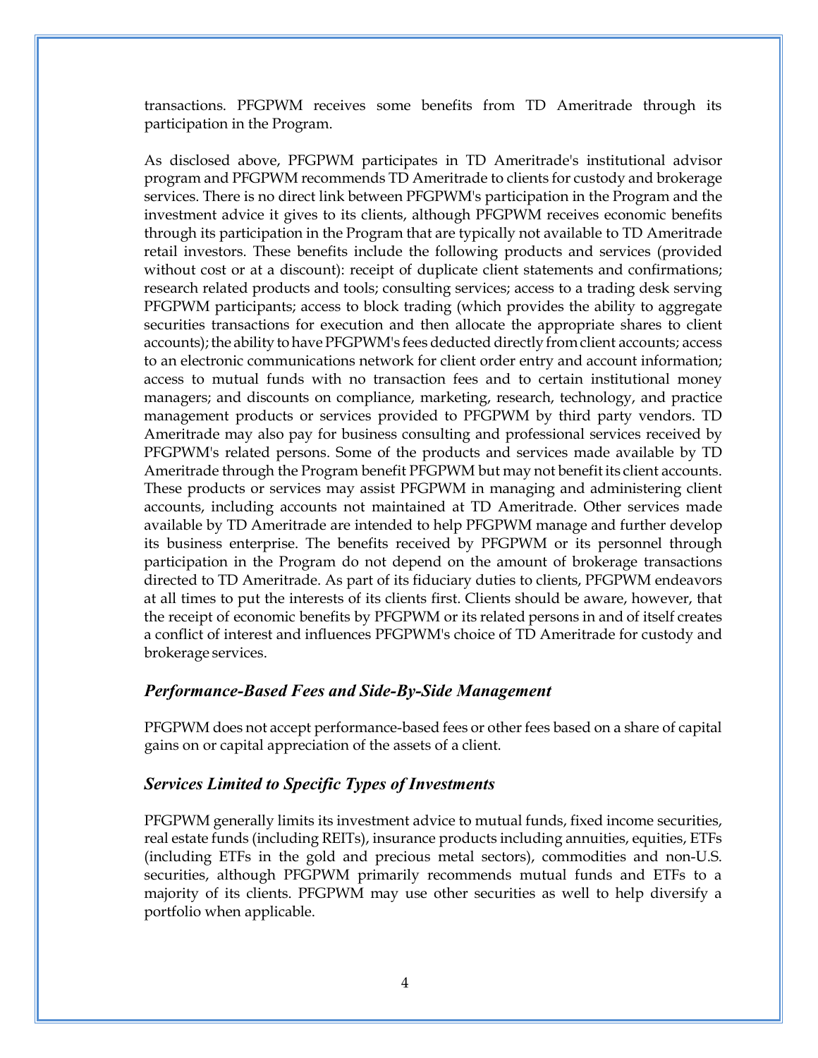transactions. PFGPWM receives some benefits from TD Ameritrade through its participation in the Program.

As disclosed above, PFGPWM participates in TD Ameritrade's institutional advisor program and PFGPWM recommends TD Ameritrade to clients for custody and brokerage services. There is no direct link between PFGPWM's participation in the Program and the investment advice it gives to its clients, although PFGPWM receives economic benefits through its participation in the Program that are typically not available to TD Ameritrade retail investors. These benefits include the following products and services (provided without cost or at a discount): receipt of duplicate client statements and confirmations; research related products and tools; consulting services; access to a trading desk serving PFGPWM participants; access to block trading (which provides the ability to aggregate securities transactions for execution and then allocate the appropriate shares to client accounts); the ability to have PFGPWM's fees deducted directly from client accounts; access to an electronic communications network for client order entry and account information; access to mutual funds with no transaction fees and to certain institutional money managers; and discounts on compliance, marketing, research, technology, and practice management products or services provided to PFGPWM by third party vendors. TD Ameritrade may also pay for business consulting and professional services received by PFGPWM's related persons. Some of the products and services made available by TD Ameritrade through the Program benefit PFGPWM but may not benefit its client accounts. These products or services may assist PFGPWM in managing and administering client accounts, including accounts not maintained at TD Ameritrade. Other services made available by TD Ameritrade are intended to help PFGPWM manage and further develop its business enterprise. The benefits received by PFGPWM or its personnel through participation in the Program do not depend on the amount of brokerage transactions directed to TD Ameritrade. As part of its fiduciary duties to clients, PFGPWM endeavors at all times to put the interests of its clients first. Clients should be aware, however, that the receipt of economic benefits by PFGPWM or its related persons in and of itself creates a conflict of interest and influences PFGPWM's choice of TD Ameritrade for custody and brokerage services.

### *Performance-Based Fees and Side-By-Side Management*

PFGPWM does not accept performance-based fees or other fees based on a share of capital gains on or capital appreciation of the assets of a client.

### *Services Limited to Specific Types of Investments*

PFGPWM generally limits its investment advice to mutual funds, fixed income securities, real estate funds (including REITs), insurance products including annuities, equities, ETFs (including ETFs in the gold and precious metal sectors), commodities and non-U.S. securities, although PFGPWM primarily recommends mutual funds and ETFs to a majority of its clients. PFGPWM may use other securities as well to help diversify a portfolio when applicable.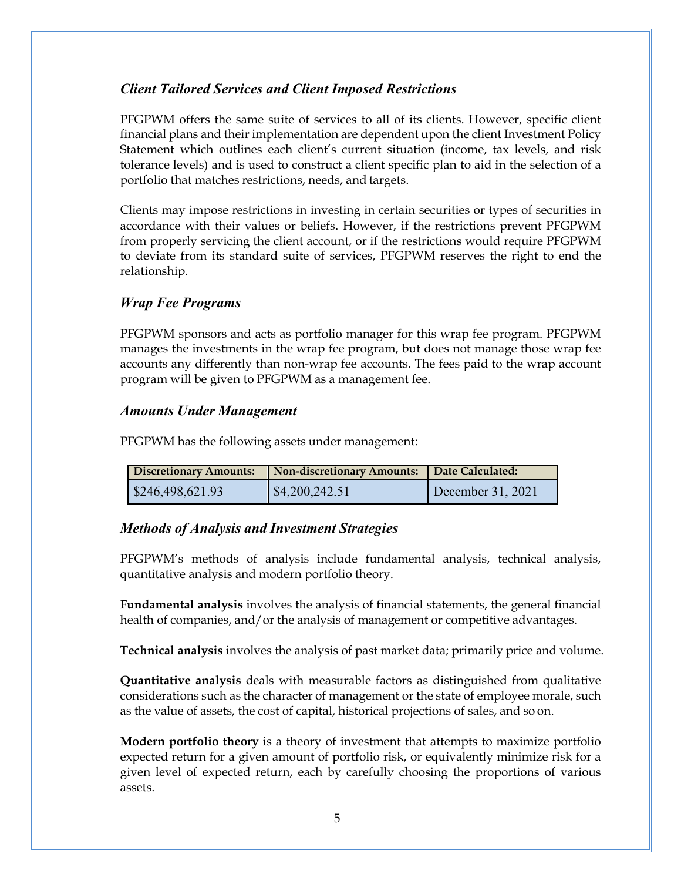### *Client Tailored Services and Client Imposed Restrictions*

PFGPWM offers the same suite of services to all of its clients. However, specific client financial plans and their implementation are dependent upon the client Investment Policy Statement which outlines each client's current situation (income, tax levels, and risk tolerance levels) and is used to construct a client specific plan to aid in the selection of a portfolio that matches restrictions, needs, and targets.

Clients may impose restrictions in investing in certain securities or types of securities in accordance with their values or beliefs. However, if the restrictions prevent PFGPWM from properly servicing the client account, or if the restrictions would require PFGPWM to deviate from its standard suite of services, PFGPWM reserves the right to end the relationship.

### *Wrap Fee Programs*

PFGPWM sponsors and acts as portfolio manager for this wrap fee program. PFGPWM manages the investments in the wrap fee program, but does not manage those wrap fee accounts any differently than non-wrap fee accounts. The fees paid to the wrap account program will be given to PFGPWM as a management fee.

### *Amounts Under Management*

PFGPWM has the following assets under management:

| Discretionary Amounts: | Non-discretionary Amounts: | Date Calculated: |
|---|---|---|
| $246,498,621.93 | $4,200,242.51 | December 31, 2021 |

### *Methods of Analysis and Investment Strategies*

PFGPWM's methods of analysis include fundamental analysis, technical analysis, quantitative analysis and modern portfolio theory.

**Fundamental analysis** involves the analysis of financial statements, the general financial health of companies, and/or the analysis of management or competitive advantages.

**Technical analysis** involves the analysis of past market data; primarily price and volume.

**Quantitative analysis** deals with measurable factors as distinguished from qualitative considerations such as the character of management or the state of employee morale, such as the value of assets, the cost of capital, historical projections of sales, and so on.

**Modern portfolio theory** is a theory of investment that attempts to maximize portfolio expected return for a given amount of portfolio risk, or equivalently minimize risk for a given level of expected return, each by carefully choosing the proportions of various assets.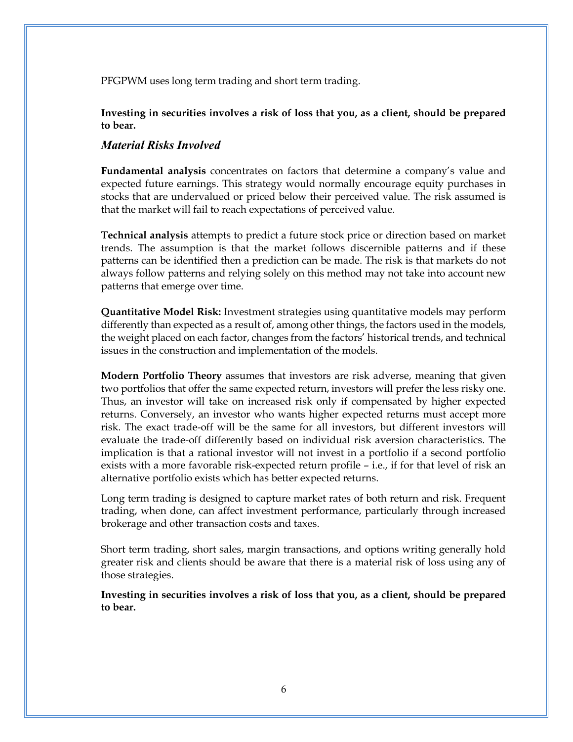PFGPWM uses long term trading and short term trading.

**Investing in securities involves a risk of loss that you, as a client, should be prepared to bear.**

### *Material Risks Involved*

**Fundamental analysis** concentrates on factors that determine a company's value and expected future earnings. This strategy would normally encourage equity purchases in stocks that are undervalued or priced below their perceived value. The risk assumed is that the market will fail to reach expectations of perceived value.

**Technical analysis** attempts to predict a future stock price or direction based on market trends. The assumption is that the market follows discernible patterns and if these patterns can be identified then a prediction can be made. The risk is that markets do not always follow patterns and relying solely on this method may not take into account new patterns that emerge over time.

**Quantitative Model Risk:** Investment strategies using quantitative models may perform differently than expected as a result of, among other things, the factors used in the models, the weight placed on each factor, changes from the factors' historical trends, and technical issues in the construction and implementation of the models.

**Modern Portfolio Theory** assumes that investors are risk adverse, meaning that given two portfolios that offer the same expected return, investors will prefer the less risky one. Thus, an investor will take on increased risk only if compensated by higher expected returns. Conversely, an investor who wants higher expected returns must accept more risk. The exact trade-off will be the same for all investors, but different investors will evaluate the trade-off differently based on individual risk aversion characteristics. The implication is that a rational investor will not invest in a portfolio if a second portfolio exists with a more favorable risk-expected return profile – i.e., if for that level of risk an alternative portfolio exists which has better expected returns.

Long term trading is designed to capture market rates of both return and risk. Frequent trading, when done, can affect investment performance, particularly through increased brokerage and other transaction costs and taxes.

Short term trading, short sales, margin transactions, and options writing generally hold greater risk and clients should be aware that there is a material risk of loss using any of those strategies.

**Investing in securities involves a risk of loss that you, as a client, should be prepared to bear.**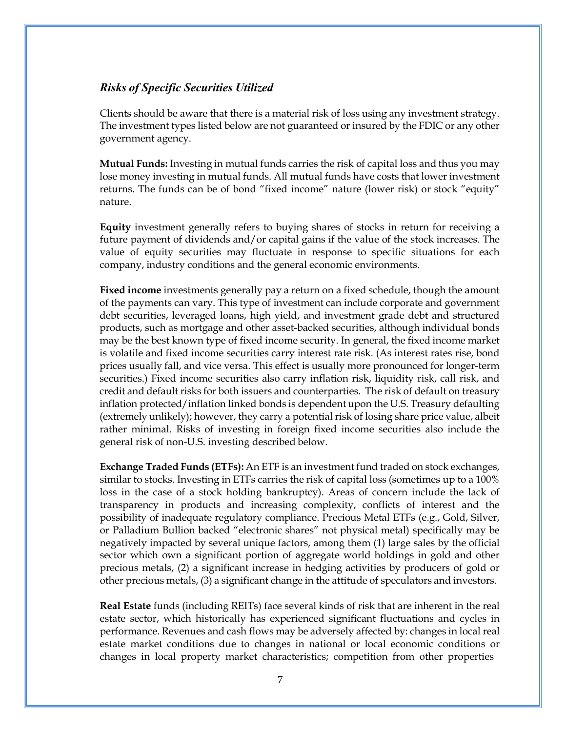### *Risks of Specific Securities Utilized*

Clients should be aware that there is a material risk of loss using any investment strategy. The investment types listed below are not guaranteed or insured by the FDIC or any other government agency.

**Mutual Funds:** Investing in mutual funds carries the risk of capital loss and thus you may lose money investing in mutual funds. All mutual funds have costs that lower investment returns. The funds can be of bond "fixed income" nature (lower risk) or stock "equity" nature.

**Equity** investment generally refers to buying shares of stocks in return for receiving a future payment of dividends and/or capital gains if the value of the stock increases. The value of equity securities may fluctuate in response to specific situations for each company, industry conditions and the general economic environments.

**Fixed income** investments generally pay a return on a fixed schedule, though the amount of the payments can vary. This type of investment can include corporate and government debt securities, leveraged loans, high yield, and investment grade debt and structured products, such as mortgage and other asset-backed securities, although individual bonds may be the best known type of fixed income security. In general, the fixed income market is volatile and fixed income securities carry interest rate risk. (As interest rates rise, bond prices usually fall, and vice versa. This effect is usually more pronounced for longer-term securities.) Fixed income securities also carry inflation risk, liquidity risk, call risk, and credit and default risks for both issuers and counterparties. The risk of default on treasury inflation protected/inflation linked bonds is dependent upon the U.S. Treasury defaulting (extremely unlikely); however, they carry a potential risk of losing share price value, albeit rather minimal. Risks of investing in foreign fixed income securities also include the general risk of non-U.S. investing described below.

**Exchange Traded Funds (ETFs):** An ETF is an investment fund traded on stock exchanges, similar to stocks. Investing in ETFs carries the risk of capital loss (sometimes up to a 100% loss in the case of a stock holding bankruptcy). Areas of concern include the lack of transparency in products and increasing complexity, conflicts of interest and the possibility of inadequate regulatory compliance. Precious Metal ETFs (e.g., Gold, Silver, or Palladium Bullion backed "electronic shares" not physical metal) specifically may be negatively impacted by several unique factors, among them (1) large sales by the official sector which own a significant portion of aggregate world holdings in gold and other precious metals, (2) a significant increase in hedging activities by producers of gold or other precious metals, (3) a significant change in the attitude of speculators and investors.

**Real Estate** funds (including REITs) face several kinds of risk that are inherent in the real estate sector, which historically has experienced significant fluctuations and cycles in performance. Revenues and cash flows may be adversely affected by: changes in local real estate market conditions due to changes in national or local economic conditions or changes in local property market characteristics; competition from other properties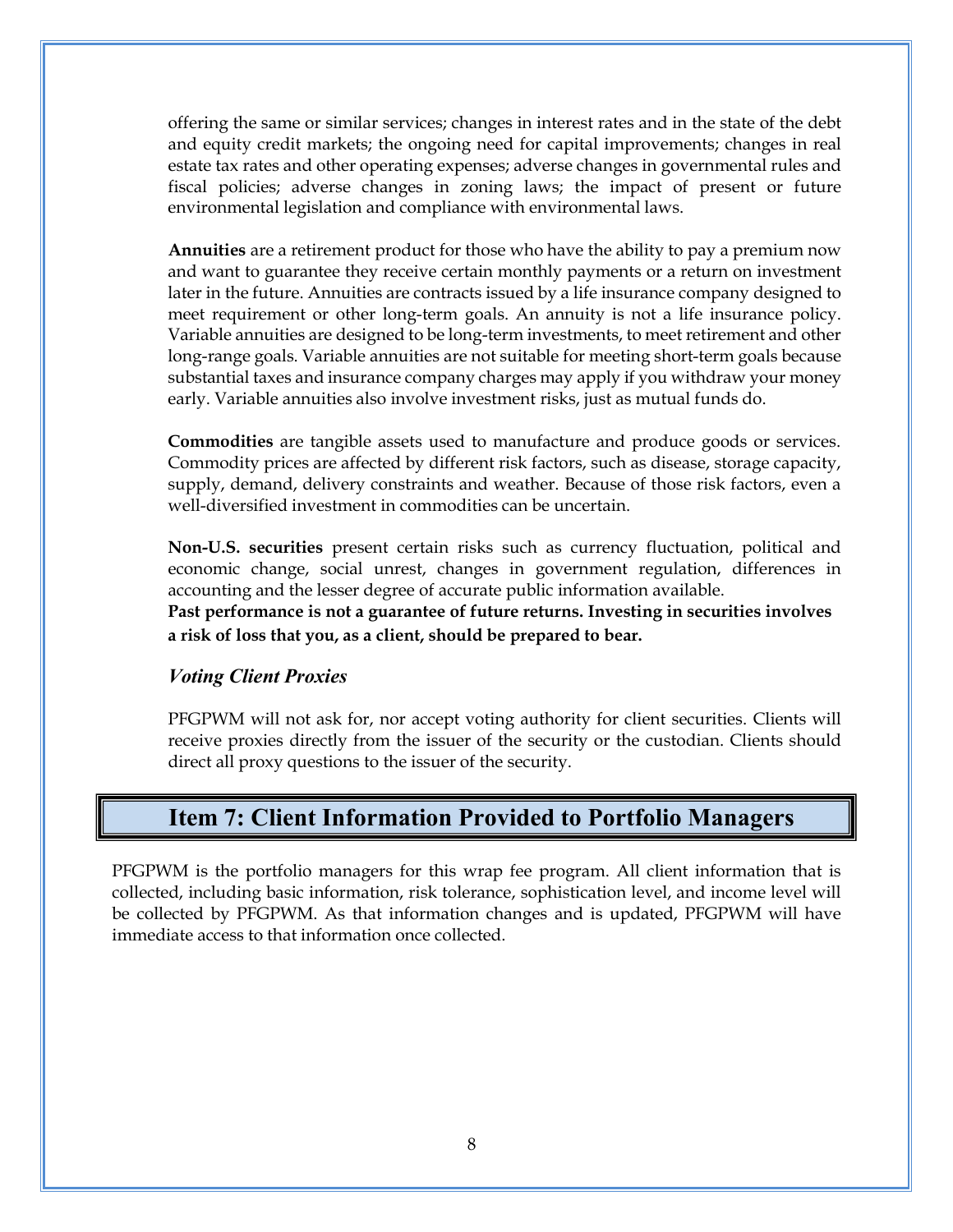offering the same or similar services; changes in interest rates and in the state of the debt and equity credit markets; the ongoing need for capital improvements; changes in real estate tax rates and other operating expenses; adverse changes in governmental rules and fiscal policies; adverse changes in zoning laws; the impact of present or future environmental legislation and compliance with environmental laws.

**Annuities** are a retirement product for those who have the ability to pay a premium now and want to guarantee they receive certain monthly payments or a return on investment later in the future. Annuities are contracts issued by a life insurance company designed to meet requirement or other long-term goals. An annuity is not a life insurance policy. Variable annuities are designed to be long-term investments, to meet retirement and other long-range goals. Variable annuities are not suitable for meeting short-term goals because substantial taxes and insurance company charges may apply if you withdraw your money early. Variable annuities also involve investment risks, just as mutual funds do.

**Commodities** are tangible assets used to manufacture and produce goods or services. Commodity prices are affected by different risk factors, such as disease, storage capacity, supply, demand, delivery constraints and weather. Because of those risk factors, even a well-diversified investment in commodities can be uncertain.

**Non-U.S. securities** present certain risks such as currency fluctuation, political and economic change, social unrest, changes in government regulation, differences in accounting and the lesser degree of accurate public information available.
**Past performance is not a guarantee of future returns. Investing in securities involves a risk of loss that you, as a client, should be prepared to bear.**

### *Voting Client Proxies*

PFGPWM will not ask for, nor accept voting authority for client securities. Clients will receive proxies directly from the issuer of the security or the custodian. Clients should direct all proxy questions to the issuer of the security.

## Item 7: Client Information Provided to Portfolio Managers

PFGPWM is the portfolio managers for this wrap fee program. All client information that is collected, including basic information, risk tolerance, sophistication level, and income level will be collected by PFGPWM. As that information changes and is updated, PFGPWM will have immediate access to that information once collected.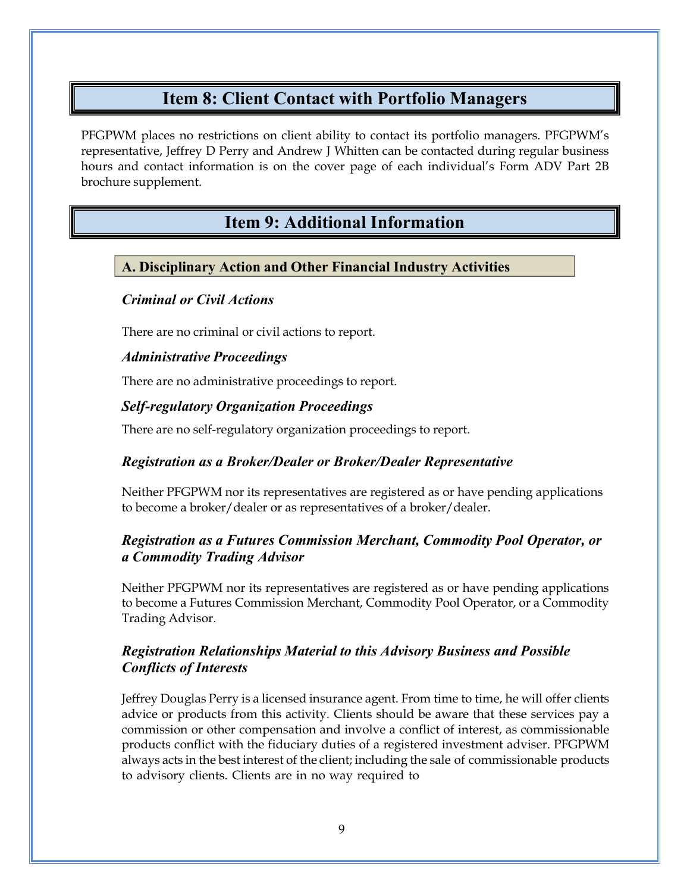## Item 8: Client Contact with Portfolio Managers

PFGPWM places no restrictions on client ability to contact its portfolio managers. PFGPWM's representative, Jeffrey D Perry and Andrew J Whitten can be contacted during regular business hours and contact information is on the cover page of each individual's Form ADV Part 2B brochure supplement.

## Item 9: Additional Information

### A. Disciplinary Action and Other Financial Industry Activities

#### *Criminal or Civil Actions*

There are no criminal or civil actions to report.

#### *Administrative Proceedings*

There are no administrative proceedings to report.

#### *Self-regulatory Organization Proceedings*

There are no self-regulatory organization proceedings to report.

#### *Registration as a Broker/Dealer or Broker/Dealer Representative*

Neither PFGPWM nor its representatives are registered as or have pending applications to become a broker/dealer or as representatives of a broker/dealer.

#### *Registration as a Futures Commission Merchant, Commodity Pool Operator, or a Commodity Trading Advisor*

Neither PFGPWM nor its representatives are registered as or have pending applications to become a Futures Commission Merchant, Commodity Pool Operator, or a Commodity Trading Advisor.

#### *Registration Relationships Material to this Advisory Business and Possible Conflicts of Interests*

Jeffrey Douglas Perry is a licensed insurance agent. From time to time, he will offer clients advice or products from this activity. Clients should be aware that these services pay a commission or other compensation and involve a conflict of interest, as commissionable products conflict with the fiduciary duties of a registered investment adviser. PFGPWM always acts in the best interest of the client; including the sale of commissionable products to advisory clients. Clients are in no way required to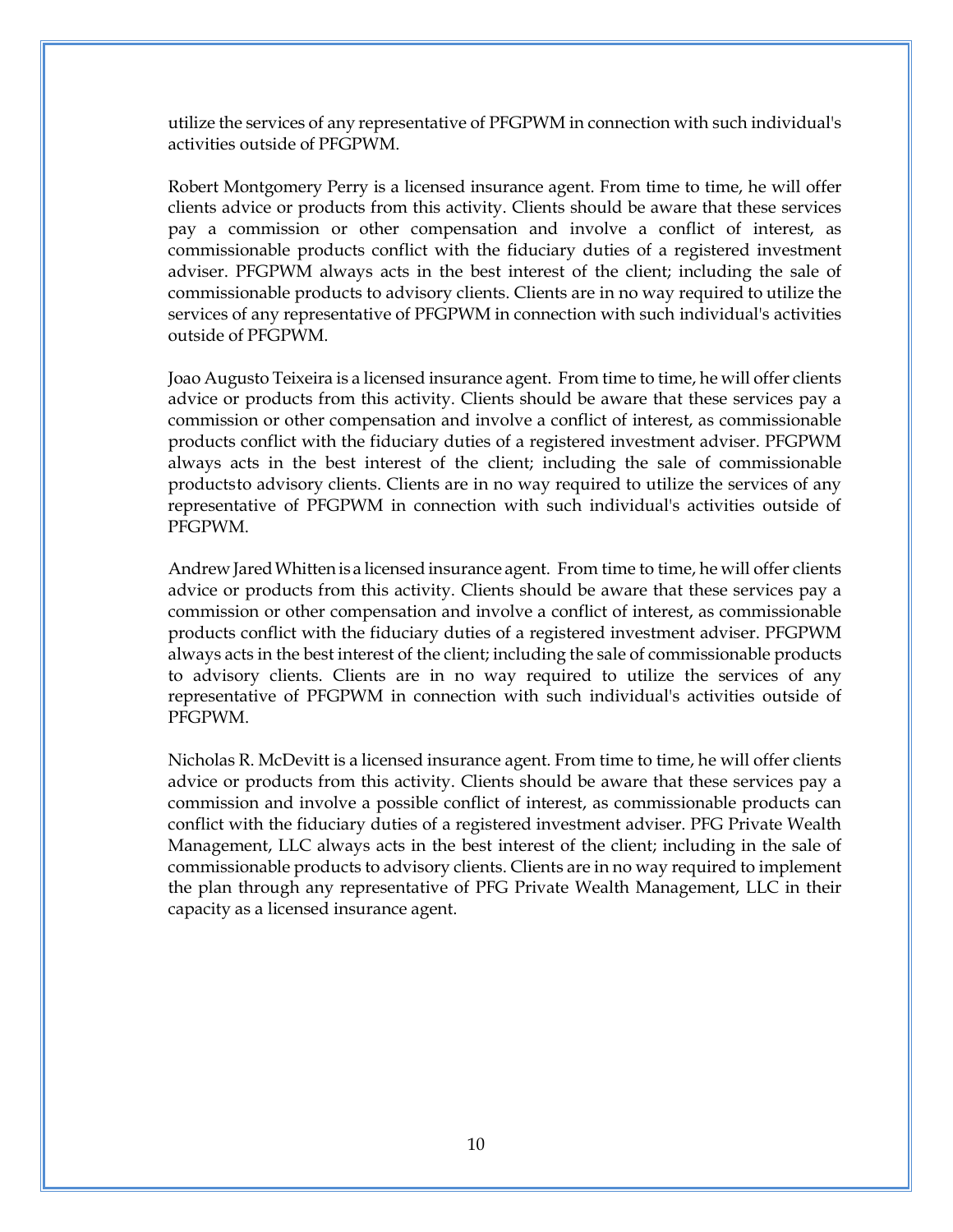utilize the services of any representative of PFGPWM in connection with such individual's activities outside of PFGPWM.

Robert Montgomery Perry is a licensed insurance agent. From time to time, he will offer clients advice or products from this activity. Clients should be aware that these services pay a commission or other compensation and involve a conflict of interest, as commissionable products conflict with the fiduciary duties of a registered investment adviser. PFGPWM always acts in the best interest of the client; including the sale of commissionable products to advisory clients. Clients are in no way required to utilize the services of any representative of PFGPWM in connection with such individual's activities outside of PFGPWM.

Joao Augusto Teixeira is a licensed insurance agent. From time to time, he will offer clients advice or products from this activity. Clients should be aware that these services pay a commission or other compensation and involve a conflict of interest, as commissionable products conflict with the fiduciary duties of a registered investment adviser. PFGPWM always acts in the best interest of the client; including the sale of commissionable productsto advisory clients. Clients are in no way required to utilize the services of any representative of PFGPWM in connection with such individual's activities outside of PFGPWM.

Andrew Jared Whitten is a licensed insurance agent. From time to time, he will offer clients advice or products from this activity. Clients should be aware that these services pay a commission or other compensation and involve a conflict of interest, as commissionable products conflict with the fiduciary duties of a registered investment adviser. PFGPWM always acts in the best interest of the client; including the sale of commissionable products to advisory clients. Clients are in no way required to utilize the services of any representative of PFGPWM in connection with such individual's activities outside of PFGPWM.

Nicholas R. McDevitt is a licensed insurance agent. From time to time, he will offer clients advice or products from this activity. Clients should be aware that these services pay a commission and involve a possible conflict of interest, as commissionable products can conflict with the fiduciary duties of a registered investment adviser. PFG Private Wealth Management, LLC always acts in the best interest of the client; including in the sale of commissionable products to advisory clients. Clients are in no way required to implement the plan through any representative of PFG Private Wealth Management, LLC in their capacity as a licensed insurance agent.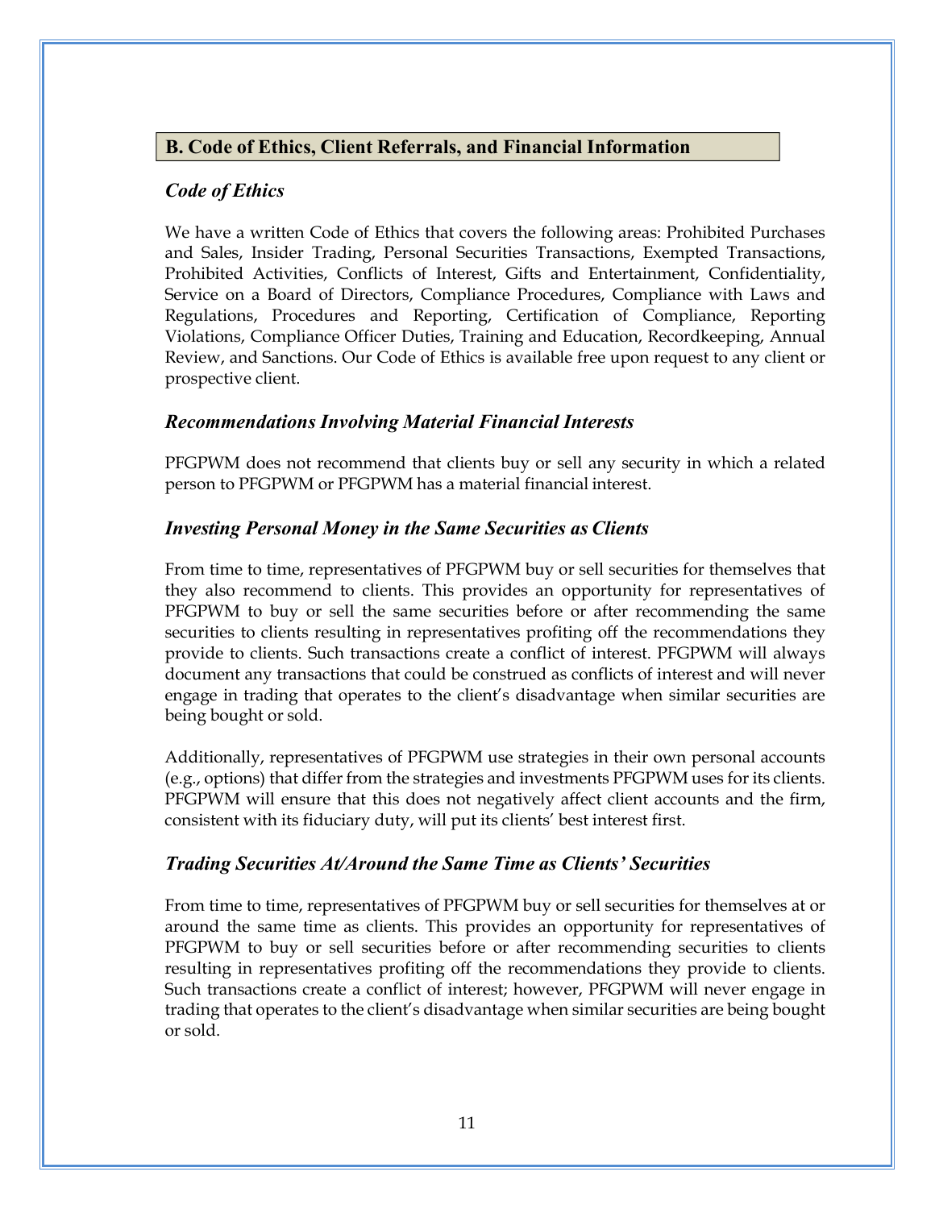## B. Code of Ethics, Client Referrals, and Financial Information

### *Code of Ethics*

We have a written Code of Ethics that covers the following areas: Prohibited Purchases and Sales, Insider Trading, Personal Securities Transactions, Exempted Transactions, Prohibited Activities, Conflicts of Interest, Gifts and Entertainment, Confidentiality, Service on a Board of Directors, Compliance Procedures, Compliance with Laws and Regulations, Procedures and Reporting, Certification of Compliance, Reporting Violations, Compliance Officer Duties, Training and Education, Recordkeeping, Annual Review, and Sanctions. Our Code of Ethics is available free upon request to any client or prospective client.

### *Recommendations Involving Material Financial Interests*

PFGPWM does not recommend that clients buy or sell any security in which a related person to PFGPWM or PFGPWM has a material financial interest.

### *Investing Personal Money in the Same Securities as Clients*

From time to time, representatives of PFGPWM buy or sell securities for themselves that they also recommend to clients. This provides an opportunity for representatives of PFGPWM to buy or sell the same securities before or after recommending the same securities to clients resulting in representatives profiting off the recommendations they provide to clients. Such transactions create a conflict of interest. PFGPWM will always document any transactions that could be construed as conflicts of interest and will never engage in trading that operates to the client's disadvantage when similar securities are being bought or sold.

Additionally, representatives of PFGPWM use strategies in their own personal accounts (e.g., options) that differ from the strategies and investments PFGPWM uses for its clients. PFGPWM will ensure that this does not negatively affect client accounts and the firm, consistent with its fiduciary duty, will put its clients' best interest first.

### *Trading Securities At/Around the Same Time as Clients' Securities*

From time to time, representatives of PFGPWM buy or sell securities for themselves at or around the same time as clients. This provides an opportunity for representatives of PFGPWM to buy or sell securities before or after recommending securities to clients resulting in representatives profiting off the recommendations they provide to clients. Such transactions create a conflict of interest; however, PFGPWM will never engage in trading that operates to the client's disadvantage when similar securities are being bought or sold.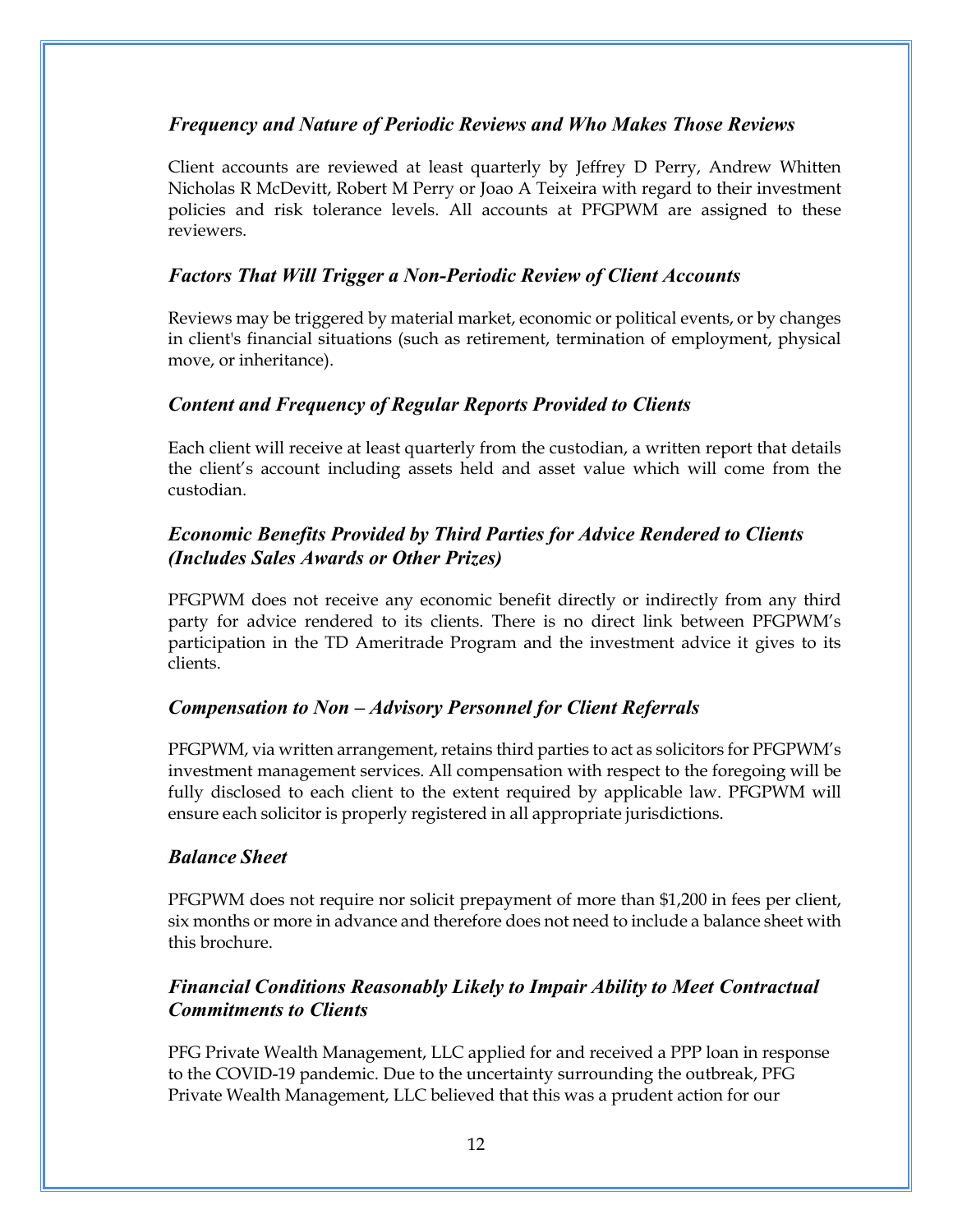### *Frequency and Nature of Periodic Reviews and Who Makes Those Reviews*

Client accounts are reviewed at least quarterly by Jeffrey D Perry, Andrew Whitten Nicholas R McDevitt, Robert M Perry or Joao A Teixeira with regard to their investment policies and risk tolerance levels. All accounts at PFGPWM are assigned to these reviewers.

### *Factors That Will Trigger a Non-Periodic Review of Client Accounts*

Reviews may be triggered by material market, economic or political events, or by changes in client's financial situations (such as retirement, termination of employment, physical move, or inheritance).

### *Content and Frequency of Regular Reports Provided to Clients*

Each client will receive at least quarterly from the custodian, a written report that details the client's account including assets held and asset value which will come from the custodian.

### *Economic Benefits Provided by Third Parties for Advice Rendered to Clients (Includes Sales Awards or Other Prizes)*

PFGPWM does not receive any economic benefit directly or indirectly from any third party for advice rendered to its clients. There is no direct link between PFGPWM's participation in the TD Ameritrade Program and the investment advice it gives to its clients.

### *Compensation to Non – Advisory Personnel for Client Referrals*

PFGPWM, via written arrangement, retains third parties to act as solicitors for PFGPWM's investment management services. All compensation with respect to the foregoing will be fully disclosed to each client to the extent required by applicable law. PFGPWM will ensure each solicitor is properly registered in all appropriate jurisdictions.

### *Balance Sheet*

PFGPWM does not require nor solicit prepayment of more than $1,200 in fees per client, six months or more in advance and therefore does not need to include a balance sheet with this brochure.

### *Financial Conditions Reasonably Likely to Impair Ability to Meet Contractual Commitments to Clients*

PFG Private Wealth Management, LLC applied for and received a PPP loan in response to the COVID-19 pandemic. Due to the uncertainty surrounding the outbreak, PFG Private Wealth Management, LLC believed that this was a prudent action for our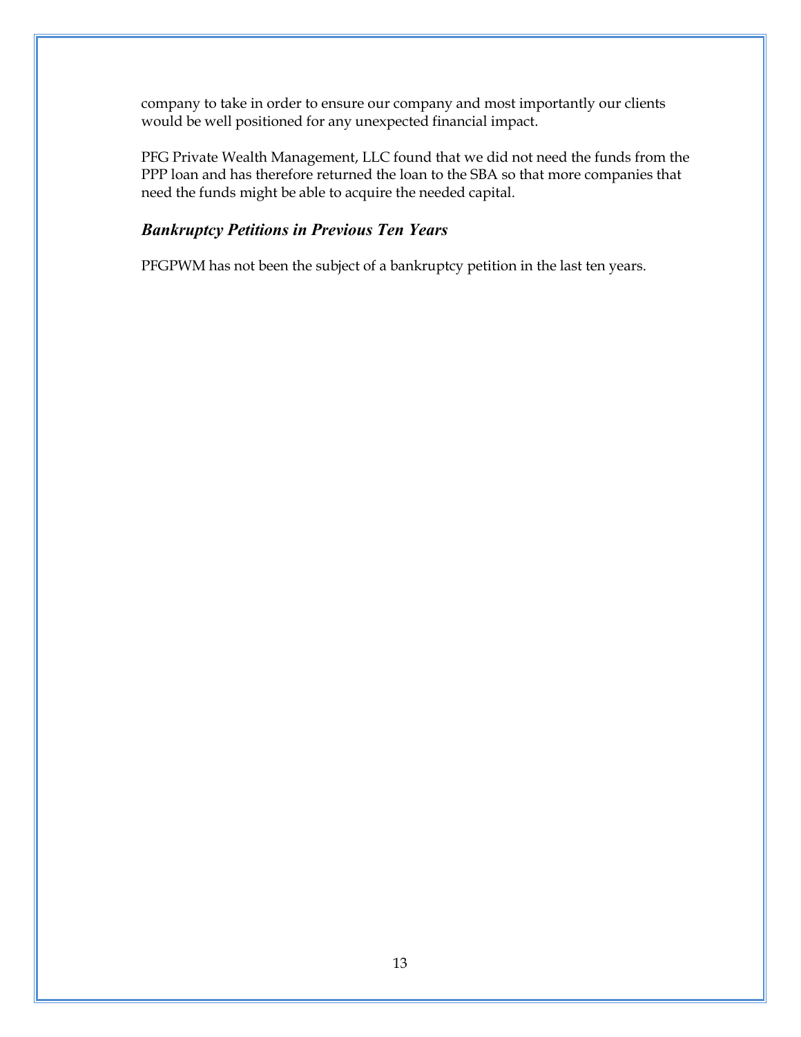company to take in order to ensure our company and most importantly our clients would be well positioned for any unexpected financial impact.

PFG Private Wealth Management, LLC found that we did not need the funds from the PPP loan and has therefore returned the loan to the SBA so that more companies that need the funds might be able to acquire the needed capital.

### *Bankruptcy Petitions in Previous Ten Years*

PFGPWM has not been the subject of a bankruptcy petition in the last ten years.